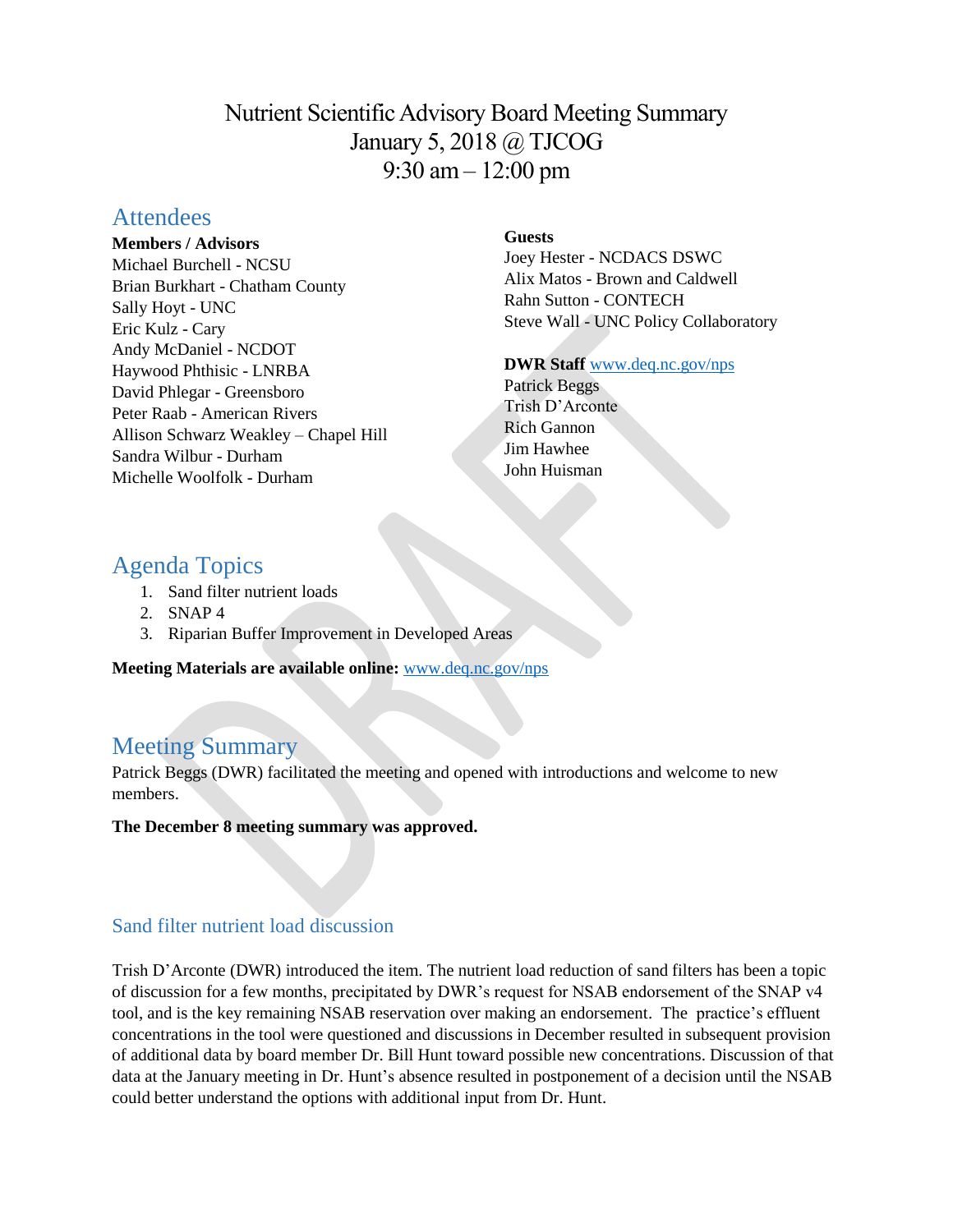# Nutrient Scientific Advisory Board Meeting Summary
January 5, 2018 @ TJCOG
9:30 am – 12:00 pm

## Attendees

**Members / Advisors**
Michael Burchell - NCSU
Brian Burkhart - Chatham County
Sally Hoyt - UNC
Eric Kulz - Cary
Andy McDaniel - NCDOT
Haywood Phthisic - LNRBA
David Phlegar - Greensboro
Peter Raab - American Rivers
Allison Schwarz Weakley – Chapel Hill
Sandra Wilbur - Durham
Michelle Woolfolk - Durham

**Guests**
Joey Hester - NCDACS DSWC
Alix Matos - Brown and Caldwell
Rahn Sutton - CONTECH
Steve Wall - UNC Policy Collaboratory

**DWR Staff** www.deq.nc.gov/nps
Patrick Beggs
Trish D'Arconte
Rich Gannon
Jim Hawhee
John Huisman

## Agenda Topics

1. Sand filter nutrient loads
2. SNAP 4
3. Riparian Buffer Improvement in Developed Areas

**Meeting Materials are available online:** www.deq.nc.gov/nps

## Meeting Summary

Patrick Beggs (DWR) facilitated the meeting and opened with introductions and welcome to new members.

**The December 8 meeting summary was approved.**

### Sand filter nutrient load discussion

Trish D'Arconte (DWR) introduced the item. The nutrient load reduction of sand filters has been a topic of discussion for a few months, precipitated by DWR's request for NSAB endorsement of the SNAP v4 tool, and is the key remaining NSAB reservation over making an endorsement. The practice's effluent concentrations in the tool were questioned and discussions in December resulted in subsequent provision of additional data by board member Dr. Bill Hunt toward possible new concentrations. Discussion of that data at the January meeting in Dr. Hunt's absence resulted in postponement of a decision until the NSAB could better understand the options with additional input from Dr. Hunt.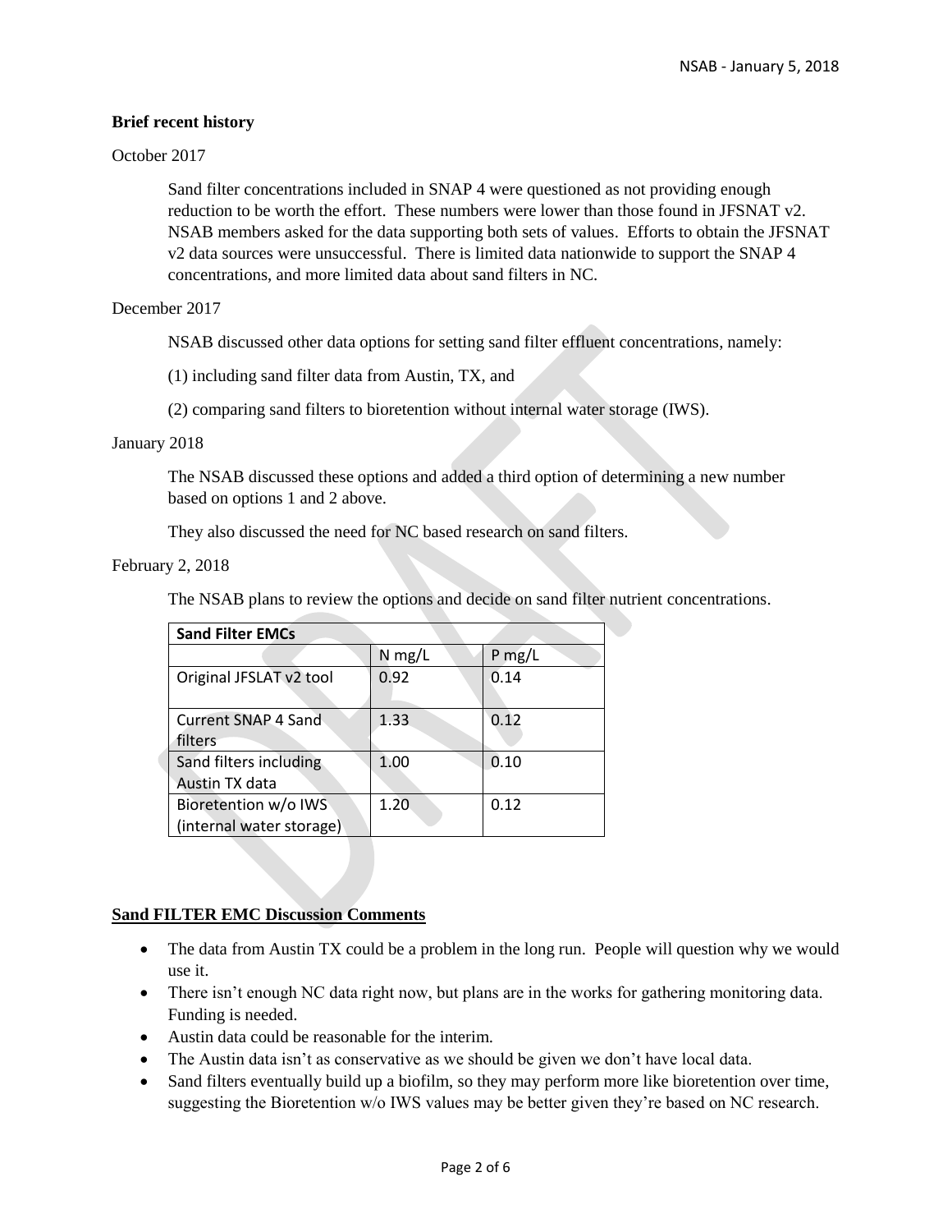**Brief recent history**

October 2017

Sand filter concentrations included in SNAP 4 were questioned as not providing enough reduction to be worth the effort. These numbers were lower than those found in JFSNAT v2. NSAB members asked for the data supporting both sets of values. Efforts to obtain the JFSNAT v2 data sources were unsuccessful. There is limited data nationwide to support the SNAP 4 concentrations, and more limited data about sand filters in NC.

December 2017

NSAB discussed other data options for setting sand filter effluent concentrations, namely:

(1) including sand filter data from Austin, TX, and

(2) comparing sand filters to bioretention without internal water storage (IWS).

January 2018

The NSAB discussed these options and added a third option of determining a new number based on options 1 and 2 above.

They also discussed the need for NC based research on sand filters.

February 2, 2018

The NSAB plans to review the options and decide on sand filter nutrient concentrations.

| **Sand Filter EMCs** | | |
|---|---|---|
| | N mg/L | P mg/L |
| Original JFSLAT v2 tool | 0.92 | 0.14 |
| Current SNAP 4 Sand filters | 1.33 | 0.12 |
| Sand filters including Austin TX data | 1.00 | 0.10 |
| Bioretention w/o IWS (internal water storage) | 1.20 | 0.12 |

**Sand FILTER EMC Discussion Comments**

- The data from Austin TX could be a problem in the long run. People will question why we would use it.
- There isn't enough NC data right now, but plans are in the works for gathering monitoring data. Funding is needed.
- Austin data could be reasonable for the interim.
- The Austin data isn't as conservative as we should be given we don't have local data.
- Sand filters eventually build up a biofilm, so they may perform more like bioretention over time, suggesting the Bioretention w/o IWS values may be better given they're based on NC research.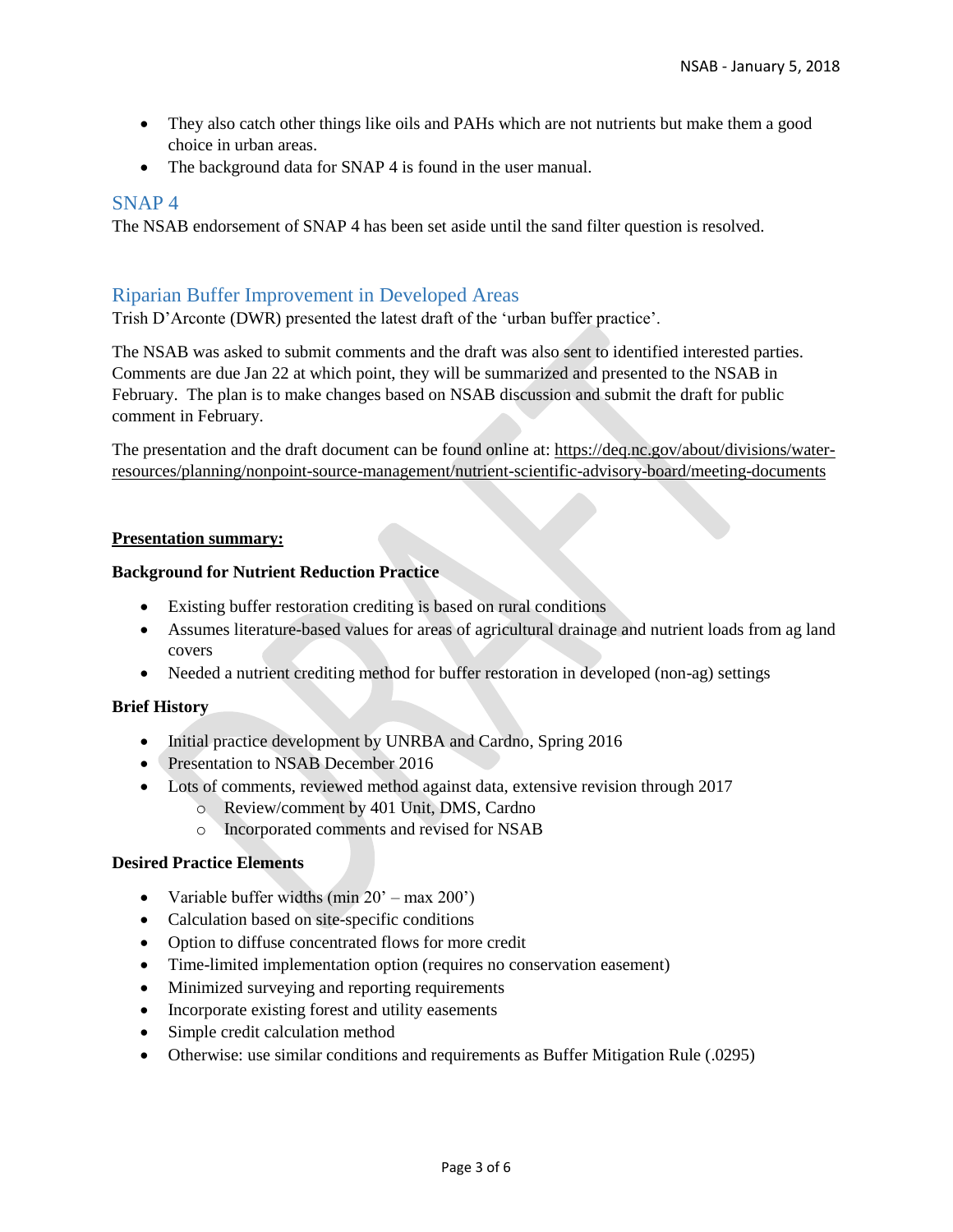- They also catch other things like oils and PAHs which are not nutrients but make them a good choice in urban areas.
- The background data for SNAP 4 is found in the user manual.

## SNAP 4

The NSAB endorsement of SNAP 4 has been set aside until the sand filter question is resolved.

## Riparian Buffer Improvement in Developed Areas

Trish D'Arconte (DWR) presented the latest draft of the 'urban buffer practice'.

The NSAB was asked to submit comments and the draft was also sent to identified interested parties. Comments are due Jan 22 at which point, they will be summarized and presented to the NSAB in February. The plan is to make changes based on NSAB discussion and submit the draft for public comment in February.

The presentation and the draft document can be found online at: https://deq.nc.gov/about/divisions/water-resources/planning/nonpoint-source-management/nutrient-scientific-advisory-board/meeting-documents

**Presentation summary:**

**Background for Nutrient Reduction Practice**

- Existing buffer restoration crediting is based on rural conditions
- Assumes literature-based values for areas of agricultural drainage and nutrient loads from ag land covers
- Needed a nutrient crediting method for buffer restoration in developed (non-ag) settings

**Brief History**

- Initial practice development by UNRBA and Cardno, Spring 2016
- Presentation to NSAB December 2016
- Lots of comments, reviewed method against data, extensive revision through 2017
  - Review/comment by 401 Unit, DMS, Cardno
  - Incorporated comments and revised for NSAB

**Desired Practice Elements**

- Variable buffer widths (min 20' – max 200')
- Calculation based on site-specific conditions
- Option to diffuse concentrated flows for more credit
- Time-limited implementation option (requires no conservation easement)
- Minimized surveying and reporting requirements
- Incorporate existing forest and utility easements
- Simple credit calculation method
- Otherwise: use similar conditions and requirements as Buffer Mitigation Rule (.0295)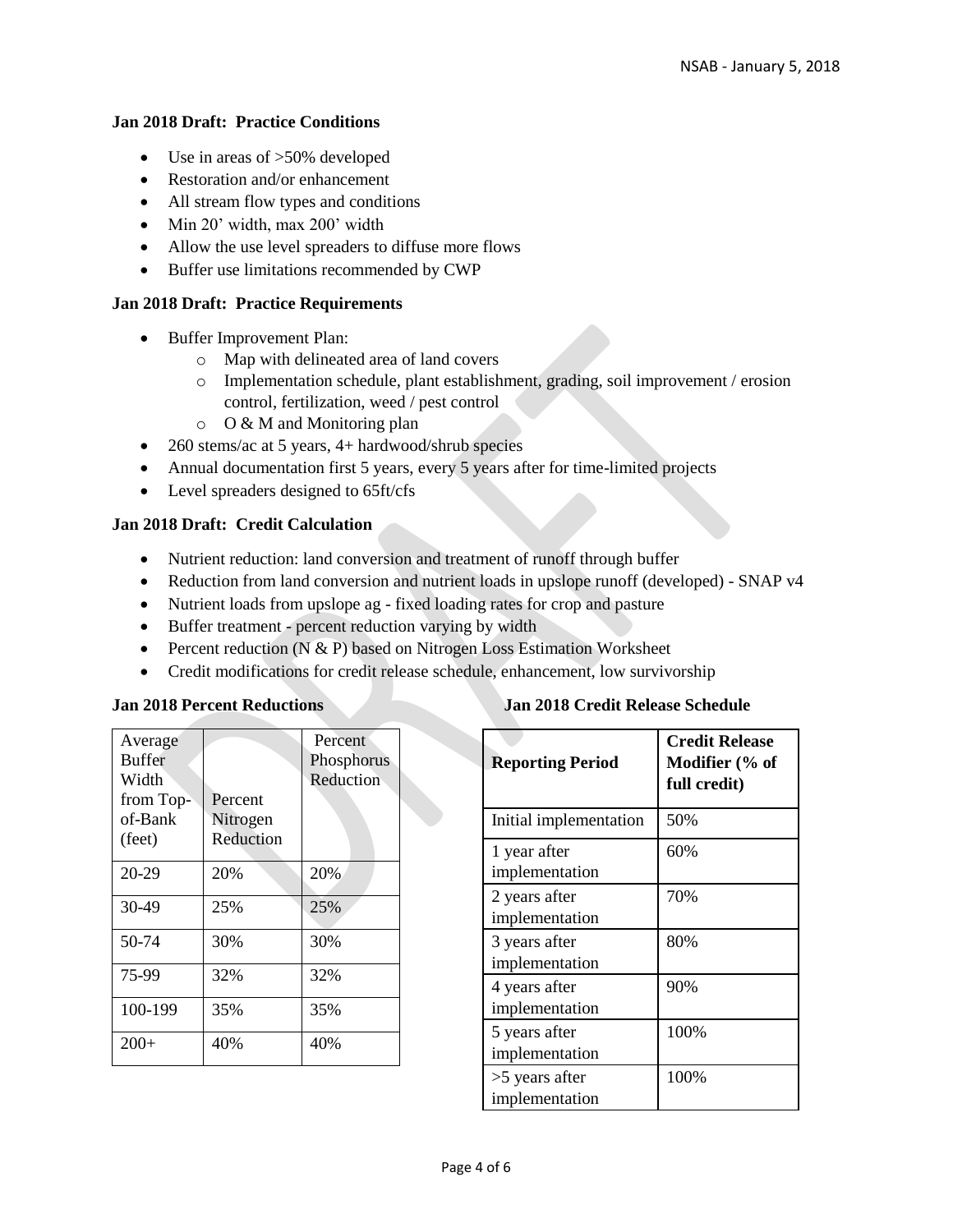**Jan 2018 Draft: Practice Conditions**

- Use in areas of >50% developed
- Restoration and/or enhancement
- All stream flow types and conditions
- Min 20' width, max 200' width
- Allow the use level spreaders to diffuse more flows
- Buffer use limitations recommended by CWP

**Jan 2018 Draft: Practice Requirements**

- Buffer Improvement Plan:
  - Map with delineated area of land covers
  - Implementation schedule, plant establishment, grading, soil improvement / erosion control, fertilization, weed / pest control
  - O & M and Monitoring plan
- 260 stems/ac at 5 years, 4+ hardwood/shrub species
- Annual documentation first 5 years, every 5 years after for time-limited projects
- Level spreaders designed to 65ft/cfs

**Jan 2018 Draft: Credit Calculation**

- Nutrient reduction: land conversion and treatment of runoff through buffer
- Reduction from land conversion and nutrient loads in upslope runoff (developed) - SNAP v4
- Nutrient loads from upslope ag - fixed loading rates for crop and pasture
- Buffer treatment - percent reduction varying by width
- Percent reduction (N & P) based on Nitrogen Loss Estimation Worksheet
- Credit modifications for credit release schedule, enhancement, low survivorship

**Jan 2018 Percent Reductions**

| Average Buffer Width from Top-of-Bank (feet) | Percent Nitrogen Reduction | Percent Phosphorus Reduction |
|---|---|---|
| 20-29 | 20% | 20% |
| 30-49 | 25% | 25% |
| 50-74 | 30% | 30% |
| 75-99 | 32% | 32% |
| 100-199 | 35% | 35% |
| 200+ | 40% | 40% |

**Jan 2018 Credit Release Schedule**

| **Reporting Period** | **Credit Release Modifier (% of full credit)** |
|---|---|
| Initial implementation | 50% |
| 1 year after implementation | 60% |
| 2 years after implementation | 70% |
| 3 years after implementation | 80% |
| 4 years after implementation | 90% |
| 5 years after implementation | 100% |
| >5 years after implementation | 100% |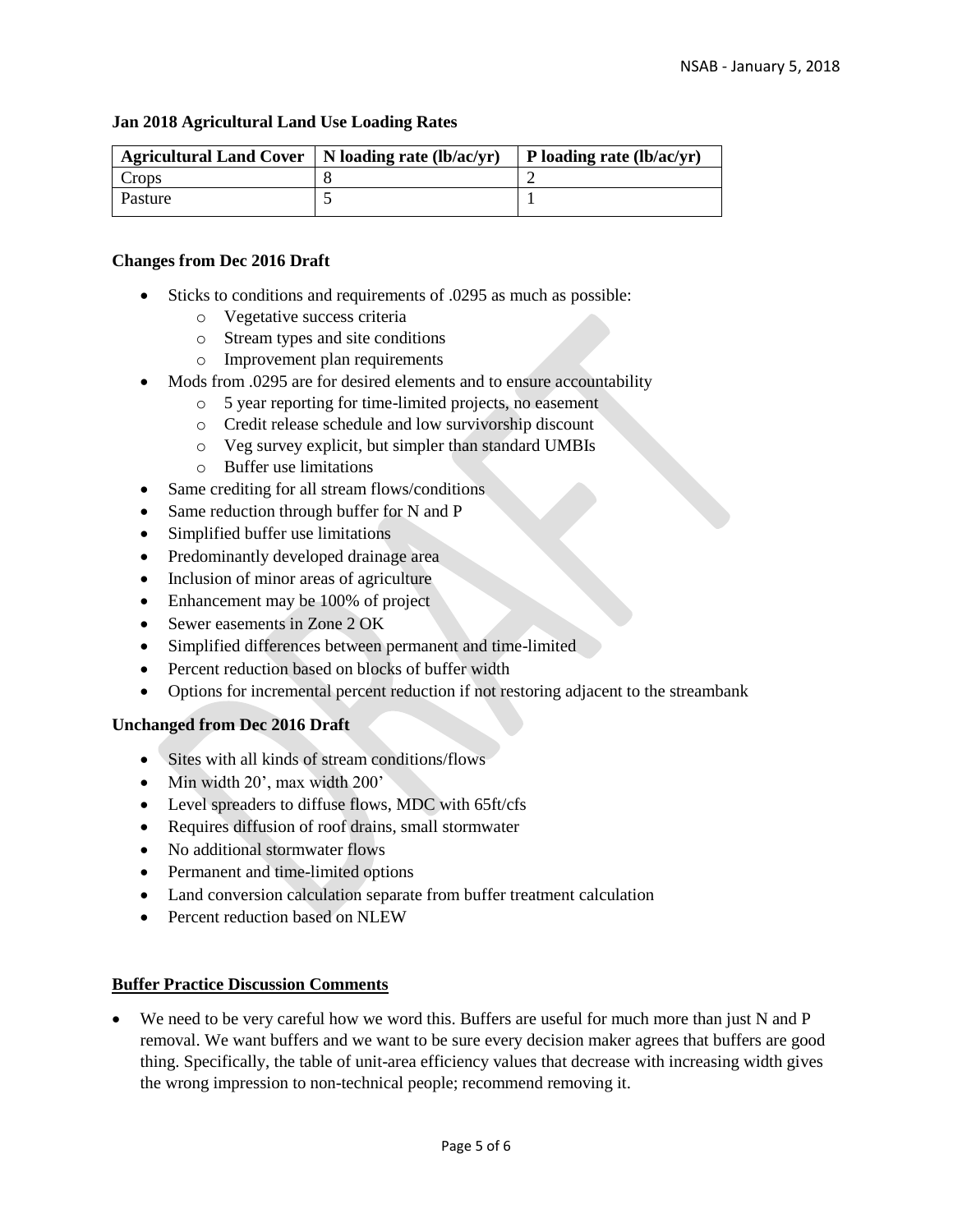**Jan 2018 Agricultural Land Use Loading Rates**

| Agricultural Land Cover | N loading rate (lb/ac/yr) | P loading rate (lb/ac/yr) |
|---|---|---|
| Crops | 8 | 2 |
| Pasture | 5 | 1 |

**Changes from Dec 2016 Draft**

- Sticks to conditions and requirements of .0295 as much as possible:
    - Vegetative success criteria
    - Stream types and site conditions
    - Improvement plan requirements
- Mods from .0295 are for desired elements and to ensure accountability
    - 5 year reporting for time-limited projects, no easement
    - Credit release schedule and low survivorship discount
    - Veg survey explicit, but simpler than standard UMBIs
    - Buffer use limitations
- Same crediting for all stream flows/conditions
- Same reduction through buffer for N and P
- Simplified buffer use limitations
- Predominantly developed drainage area
- Inclusion of minor areas of agriculture
- Enhancement may be 100% of project
- Sewer easements in Zone 2 OK
- Simplified differences between permanent and time-limited
- Percent reduction based on blocks of buffer width
- Options for incremental percent reduction if not restoring adjacent to the streambank

**Unchanged from Dec 2016 Draft**

- Sites with all kinds of stream conditions/flows
- Min width 20', max width 200'
- Level spreaders to diffuse flows, MDC with 65ft/cfs
- Requires diffusion of roof drains, small stormwater
- No additional stormwater flows
- Permanent and time-limited options
- Land conversion calculation separate from buffer treatment calculation
- Percent reduction based on NLEW

**Buffer Practice Discussion Comments**

- We need to be very careful how we word this. Buffers are useful for much more than just N and P removal. We want buffers and we want to be sure every decision maker agrees that buffers are good thing. Specifically, the table of unit-area efficiency values that decrease with increasing width gives the wrong impression to non-technical people; recommend removing it.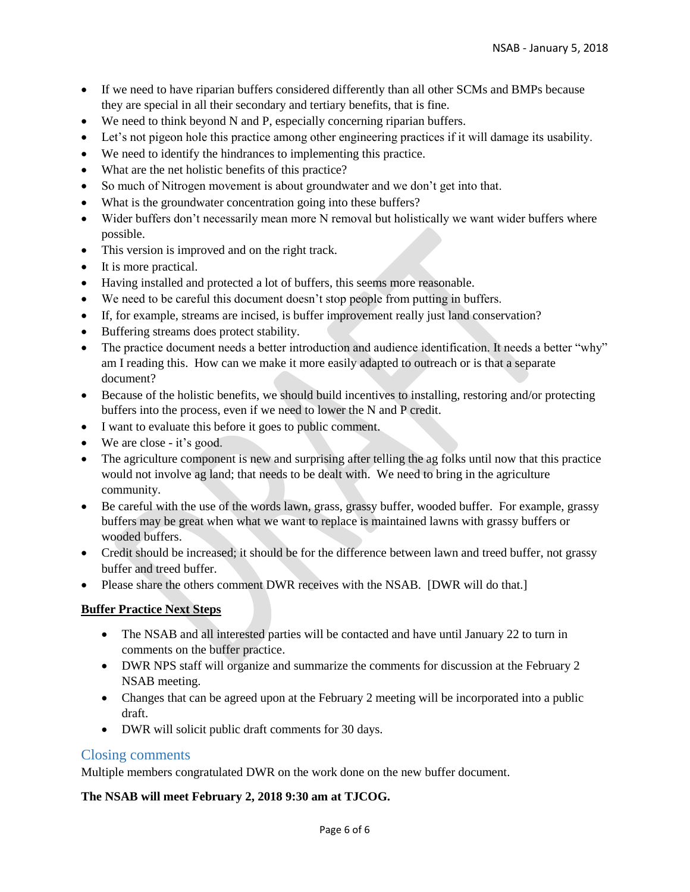- If we need to have riparian buffers considered differently than all other SCMs and BMPs because they are special in all their secondary and tertiary benefits, that is fine.
- We need to think beyond N and P, especially concerning riparian buffers.
- Let's not pigeon hole this practice among other engineering practices if it will damage its usability.
- We need to identify the hindrances to implementing this practice.
- What are the net holistic benefits of this practice?
- So much of Nitrogen movement is about groundwater and we don't get into that.
- What is the groundwater concentration going into these buffers?
- Wider buffers don't necessarily mean more N removal but holistically we want wider buffers where possible.
- This version is improved and on the right track.
- It is more practical.
- Having installed and protected a lot of buffers, this seems more reasonable.
- We need to be careful this document doesn't stop people from putting in buffers.
- If, for example, streams are incised, is buffer improvement really just land conservation?
- Buffering streams does protect stability.
- The practice document needs a better introduction and audience identification. It needs a better "why" am I reading this. How can we make it more easily adapted to outreach or is that a separate document?
- Because of the holistic benefits, we should build incentives to installing, restoring and/or protecting buffers into the process, even if we need to lower the N and P credit.
- I want to evaluate this before it goes to public comment.
- We are close - it's good.
- The agriculture component is new and surprising after telling the ag folks until now that this practice would not involve ag land; that needs to be dealt with. We need to bring in the agriculture community.
- Be careful with the use of the words lawn, grass, grassy buffer, wooded buffer. For example, grassy buffers may be great when what we want to replace is maintained lawns with grassy buffers or wooded buffers.
- Credit should be increased; it should be for the difference between lawn and treed buffer, not grassy buffer and treed buffer.
- Please share the others comment DWR receives with the NSAB. [DWR will do that.]

**Buffer Practice Next Steps**

- The NSAB and all interested parties will be contacted and have until January 22 to turn in comments on the buffer practice.
- DWR NPS staff will organize and summarize the comments for discussion at the February 2 NSAB meeting.
- Changes that can be agreed upon at the February 2 meeting will be incorporated into a public draft.
- DWR will solicit public draft comments for 30 days.

## Closing comments

Multiple members congratulated DWR on the work done on the new buffer document.

**The NSAB will meet February 2, 2018 9:30 am at TJCOG.**